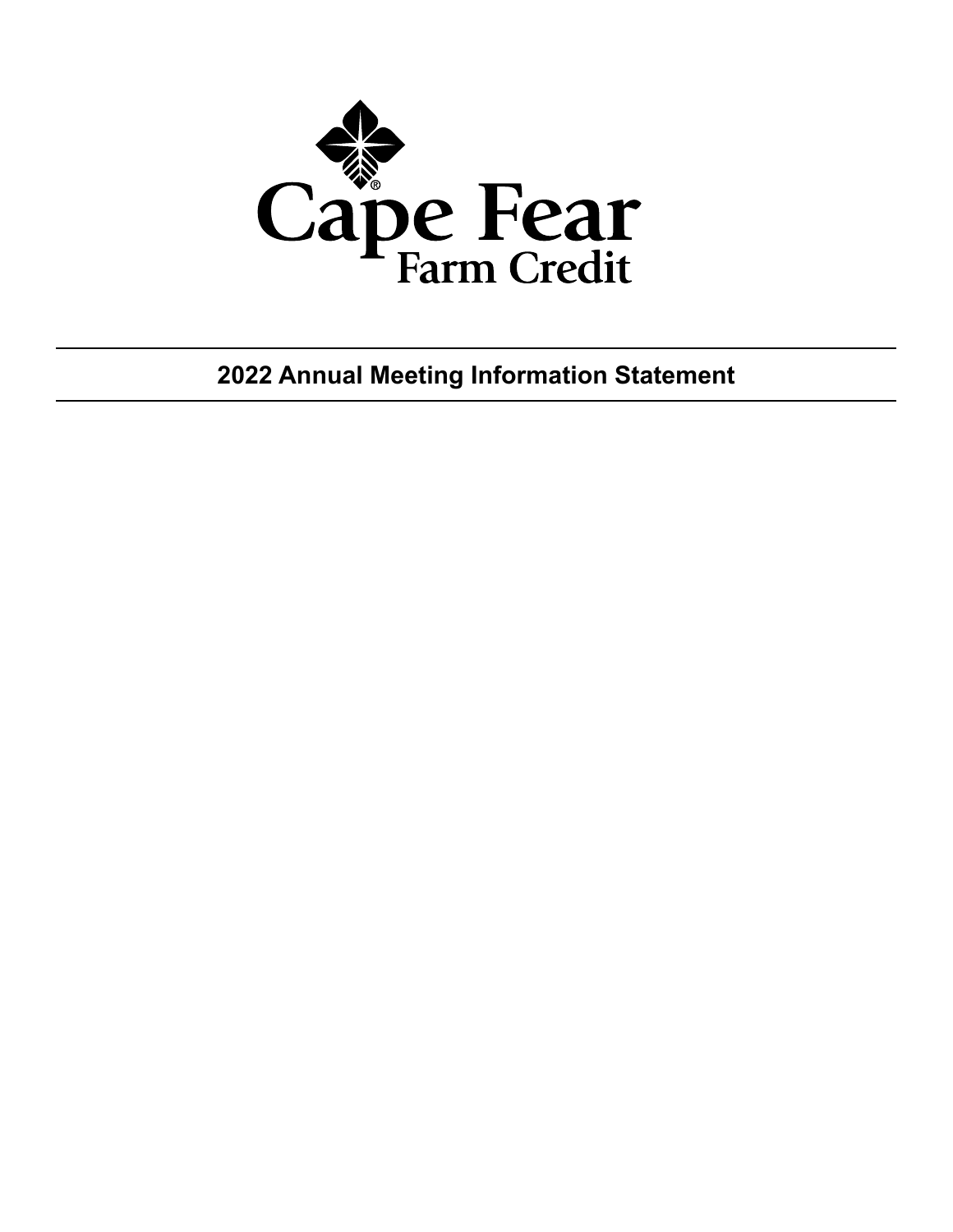Cape Fear Farm Credit

# 2022 Annual Meeting Information Statement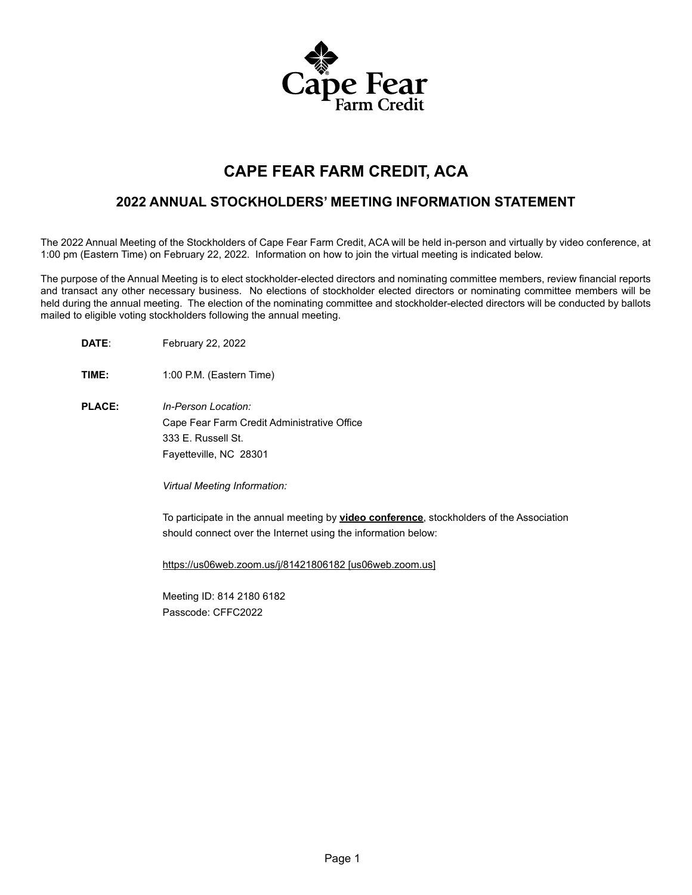# CAPE FEAR FARM CREDIT, ACA

## 2022 ANNUAL STOCKHOLDERS' MEETING INFORMATION STATEMENT

The 2022 Annual Meeting of the Stockholders of Cape Fear Farm Credit, ACA will be held in-person and virtually by video conference, at 1:00 pm (Eastern Time) on February 22, 2022. Information on how to join the virtual meeting is indicated below.

The purpose of the Annual Meeting is to elect stockholder-elected directors and nominating committee members, review financial reports and transact any other necessary business. No elections of stockholder elected directors or nominating committee members will be held during the annual meeting. The election of the nominating committee and stockholder-elected directors will be conducted by ballots mailed to eligible voting stockholders following the annual meeting.

**DATE**: February 22, 2022

**TIME:** 1:00 P.M. (Eastern Time)

**PLACE:** *In-Person Location:*
Cape Fear Farm Credit Administrative Office
333 E. Russell St.
Fayetteville, NC 28301

*Virtual Meeting Information:*

To participate in the annual meeting by **video conference**, stockholders of the Association should connect over the Internet using the information below:

https://us06web.zoom.us/j/81421806182 [us06web.zoom.us]

Meeting ID: 814 2180 6182
Passcode: CFFC2022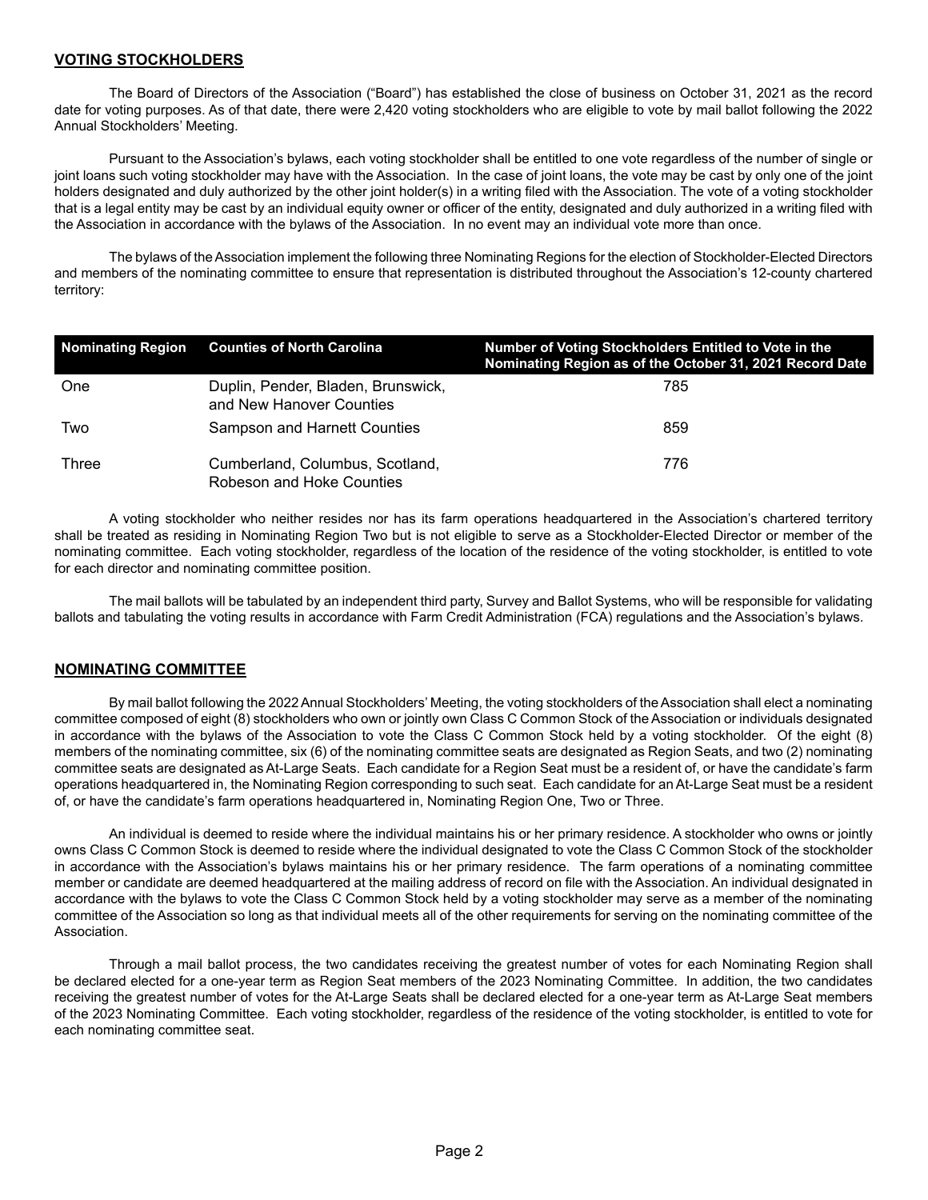## VOTING STOCKHOLDERS

The Board of Directors of the Association ("Board") has established the close of business on October 31, 2021 as the record date for voting purposes. As of that date, there were 2,420 voting stockholders who are eligible to vote by mail ballot following the 2022 Annual Stockholders' Meeting.

Pursuant to the Association's bylaws, each voting stockholder shall be entitled to one vote regardless of the number of single or joint loans such voting stockholder may have with the Association. In the case of joint loans, the vote may be cast by only one of the joint holders designated and duly authorized by the other joint holder(s) in a writing filed with the Association. The vote of a voting stockholder that is a legal entity may be cast by an individual equity owner or officer of the entity, designated and duly authorized in a writing filed with the Association in accordance with the bylaws of the Association. In no event may an individual vote more than once.

The bylaws of the Association implement the following three Nominating Regions for the election of Stockholder-Elected Directors and members of the nominating committee to ensure that representation is distributed throughout the Association's 12-county chartered territory:

| Nominating Region | Counties of North Carolina | Number of Voting Stockholders Entitled to Vote in the Nominating Region as of the October 31, 2021 Record Date |
|---|---|---|
| One | Duplin, Pender, Bladen, Brunswick, and New Hanover Counties | 785 |
| Two | Sampson and Harnett Counties | 859 |
| Three | Cumberland, Columbus, Scotland, Robeson and Hoke Counties | 776 |

A voting stockholder who neither resides nor has its farm operations headquartered in the Association's chartered territory shall be treated as residing in Nominating Region Two but is not eligible to serve as a Stockholder-Elected Director or member of the nominating committee. Each voting stockholder, regardless of the location of the residence of the voting stockholder, is entitled to vote for each director and nominating committee position.

The mail ballots will be tabulated by an independent third party, Survey and Ballot Systems, who will be responsible for validating ballots and tabulating the voting results in accordance with Farm Credit Administration (FCA) regulations and the Association's bylaws.

## NOMINATING COMMITTEE

By mail ballot following the 2022 Annual Stockholders' Meeting, the voting stockholders of the Association shall elect a nominating committee composed of eight (8) stockholders who own or jointly own Class C Common Stock of the Association or individuals designated in accordance with the bylaws of the Association to vote the Class C Common Stock held by a voting stockholder. Of the eight (8) members of the nominating committee, six (6) of the nominating committee seats are designated as Region Seats, and two (2) nominating committee seats are designated as At-Large Seats. Each candidate for a Region Seat must be a resident of, or have the candidate's farm operations headquartered in, the Nominating Region corresponding to such seat. Each candidate for an At-Large Seat must be a resident of, or have the candidate's farm operations headquartered in, Nominating Region One, Two or Three.

An individual is deemed to reside where the individual maintains his or her primary residence. A stockholder who owns or jointly owns Class C Common Stock is deemed to reside where the individual designated to vote the Class C Common Stock of the stockholder in accordance with the Association's bylaws maintains his or her primary residence. The farm operations of a nominating committee member or candidate are deemed headquartered at the mailing address of record on file with the Association. An individual designated in accordance with the bylaws to vote the Class C Common Stock held by a voting stockholder may serve as a member of the nominating committee of the Association so long as that individual meets all of the other requirements for serving on the nominating committee of the Association.

Through a mail ballot process, the two candidates receiving the greatest number of votes for each Nominating Region shall be declared elected for a one-year term as Region Seat members of the 2023 Nominating Committee. In addition, the two candidates receiving the greatest number of votes for the At-Large Seats shall be declared elected for a one-year term as At-Large Seat members of the 2023 Nominating Committee. Each voting stockholder, regardless of the residence of the voting stockholder, is entitled to vote for each nominating committee seat.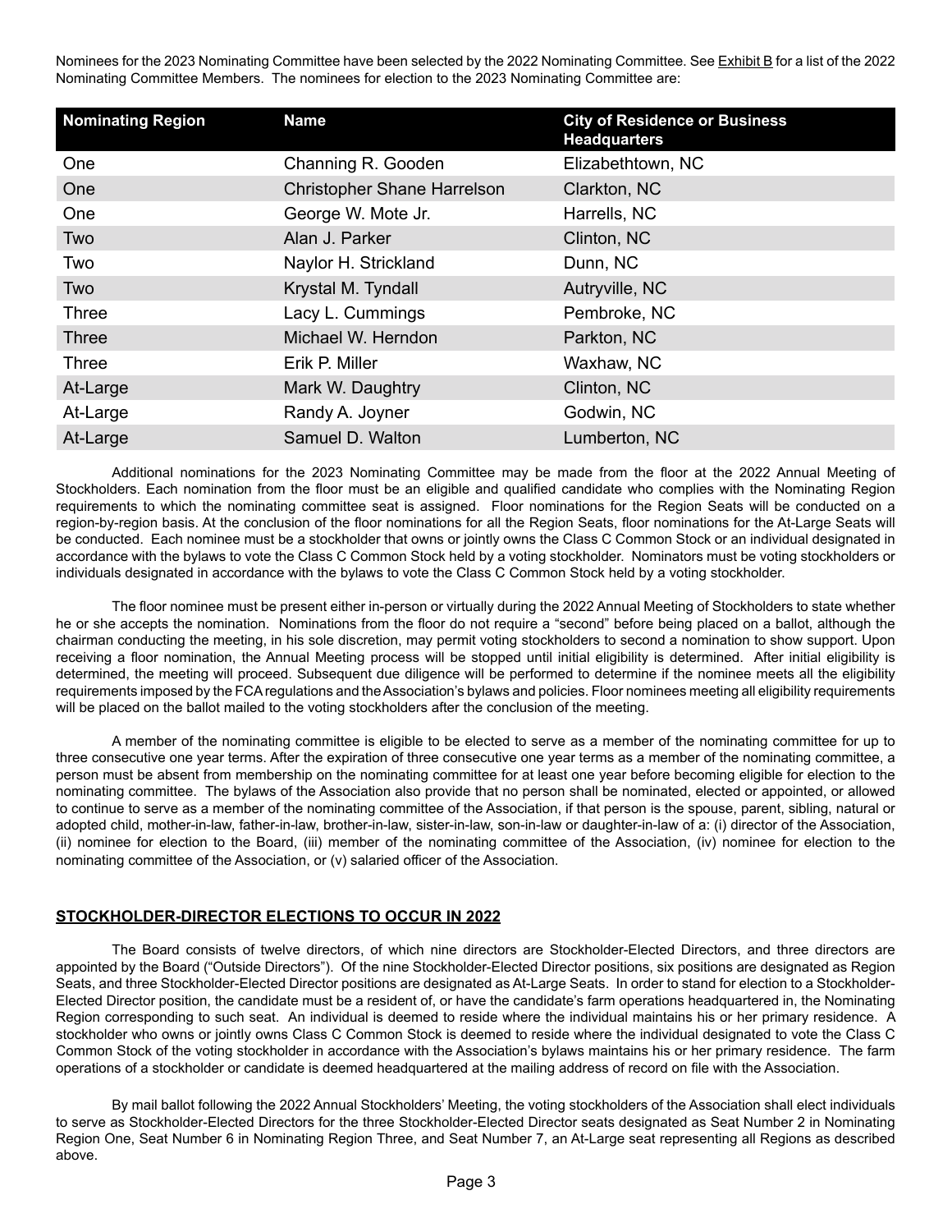Nominees for the 2023 Nominating Committee have been selected by the 2022 Nominating Committee. See Exhibit B for a list of the 2022 Nominating Committee Members. The nominees for election to the 2023 Nominating Committee are:

| Nominating Region | Name | City of Residence or Business Headquarters |
|---|---|---|
| One | Channing R. Gooden | Elizabethtown, NC |
| One | Christopher Shane Harrelson | Clarkton, NC |
| One | George W. Mote Jr. | Harrells, NC |
| Two | Alan J. Parker | Clinton, NC |
| Two | Naylor H. Strickland | Dunn, NC |
| Two | Krystal M. Tyndall | Autryville, NC |
| Three | Lacy L. Cummings | Pembroke, NC |
| Three | Michael W. Herndon | Parkton, NC |
| Three | Erik P. Miller | Waxhaw, NC |
| At-Large | Mark W. Daughtry | Clinton, NC |
| At-Large | Randy A. Joyner | Godwin, NC |
| At-Large | Samuel D. Walton | Lumberton, NC |

Additional nominations for the 2023 Nominating Committee may be made from the floor at the 2022 Annual Meeting of Stockholders. Each nomination from the floor must be an eligible and qualified candidate who complies with the Nominating Region requirements to which the nominating committee seat is assigned. Floor nominations for the Region Seats will be conducted on a region-by-region basis. At the conclusion of the floor nominations for all the Region Seats, floor nominations for the At-Large Seats will be conducted. Each nominee must be a stockholder that owns or jointly owns the Class C Common Stock or an individual designated in accordance with the bylaws to vote the Class C Common Stock held by a voting stockholder. Nominators must be voting stockholders or individuals designated in accordance with the bylaws to vote the Class C Common Stock held by a voting stockholder.

The floor nominee must be present either in-person or virtually during the 2022 Annual Meeting of Stockholders to state whether he or she accepts the nomination. Nominations from the floor do not require a "second" before being placed on a ballot, although the chairman conducting the meeting, in his sole discretion, may permit voting stockholders to second a nomination to show support. Upon receiving a floor nomination, the Annual Meeting process will be stopped until initial eligibility is determined. After initial eligibility is determined, the meeting will proceed. Subsequent due diligence will be performed to determine if the nominee meets all the eligibility requirements imposed by the FCA regulations and the Association's bylaws and policies. Floor nominees meeting all eligibility requirements will be placed on the ballot mailed to the voting stockholders after the conclusion of the meeting.

A member of the nominating committee is eligible to be elected to serve as a member of the nominating committee for up to three consecutive one year terms. After the expiration of three consecutive one year terms as a member of the nominating committee, a person must be absent from membership on the nominating committee for at least one year before becoming eligible for election to the nominating committee. The bylaws of the Association also provide that no person shall be nominated, elected or appointed, or allowed to continue to serve as a member of the nominating committee of the Association, if that person is the spouse, parent, sibling, natural or adopted child, mother-in-law, father-in-law, brother-in-law, sister-in-law, son-in-law or daughter-in-law of a: (i) director of the Association, (ii) nominee for election to the Board, (iii) member of the nominating committee of the Association, (iv) nominee for election to the nominating committee of the Association, or (v) salaried officer of the Association.

## STOCKHOLDER-DIRECTOR ELECTIONS TO OCCUR IN 2022

The Board consists of twelve directors, of which nine directors are Stockholder-Elected Directors, and three directors are appointed by the Board ("Outside Directors"). Of the nine Stockholder-Elected Director positions, six positions are designated as Region Seats, and three Stockholder-Elected Director positions are designated as At-Large Seats. In order to stand for election to a Stockholder-Elected Director position, the candidate must be a resident of, or have the candidate's farm operations headquartered in, the Nominating Region corresponding to such seat. An individual is deemed to reside where the individual maintains his or her primary residence. A stockholder who owns or jointly owns Class C Common Stock is deemed to reside where the individual designated to vote the Class C Common Stock of the voting stockholder in accordance with the Association's bylaws maintains his or her primary residence. The farm operations of a stockholder or candidate is deemed headquartered at the mailing address of record on file with the Association.

By mail ballot following the 2022 Annual Stockholders' Meeting, the voting stockholders of the Association shall elect individuals to serve as Stockholder-Elected Directors for the three Stockholder-Elected Director seats designated as Seat Number 2 in Nominating Region One, Seat Number 6 in Nominating Region Three, and Seat Number 7, an At-Large seat representing all Regions as described above.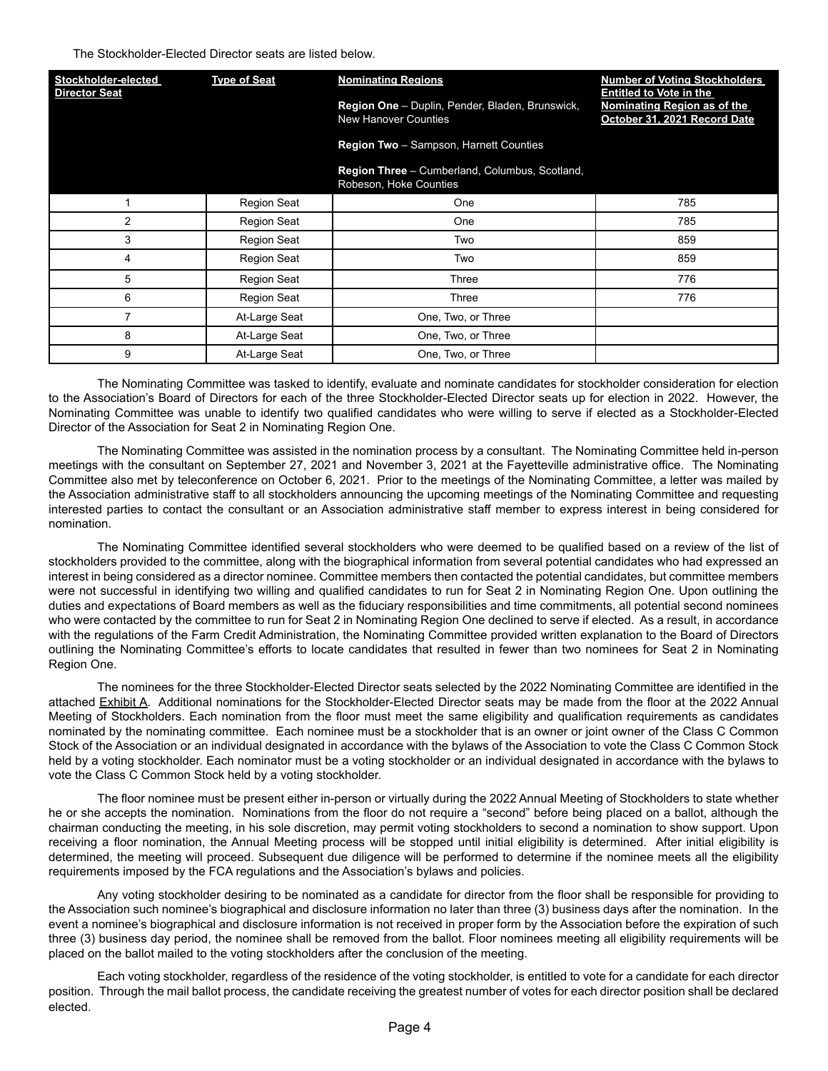The Stockholder-Elected Director seats are listed below.

| Stockholder-elected Director Seat | Type of Seat | Nominating Regions<br><br>**Region One** – Duplin, Pender, Bladen, Brunswick, New Hanover Counties<br><br>**Region Two** – Sampson, Harnett Counties<br><br>**Region Three** – Cumberland, Columbus, Scotland, Robeson, Hoke Counties | Number of Voting Stockholders Entitled to Vote in the Nominating Region as of the October 31, 2021 Record Date |
|---|---|---|---|
| 1 | Region Seat | One | 785 |
| 2 | Region Seat | One | 785 |
| 3 | Region Seat | Two | 859 |
| 4 | Region Seat | Two | 859 |
| 5 | Region Seat | Three | 776 |
| 6 | Region Seat | Three | 776 |
| 7 | At-Large Seat | One, Two, or Three | |
| 8 | At-Large Seat | One, Two, or Three | |
| 9 | At-Large Seat | One, Two, or Three | |

The Nominating Committee was tasked to identify, evaluate and nominate candidates for stockholder consideration for election to the Association's Board of Directors for each of the three Stockholder-Elected Director seats up for election in 2022. However, the Nominating Committee was unable to identify two qualified candidates who were willing to serve if elected as a Stockholder-Elected Director of the Association for Seat 2 in Nominating Region One.

The Nominating Committee was assisted in the nomination process by a consultant. The Nominating Committee held in-person meetings with the consultant on September 27, 2021 and November 3, 2021 at the Fayetteville administrative office. The Nominating Committee also met by teleconference on October 6, 2021. Prior to the meetings of the Nominating Committee, a letter was mailed by the Association administrative staff to all stockholders announcing the upcoming meetings of the Nominating Committee and requesting interested parties to contact the consultant or an Association administrative staff member to express interest in being considered for nomination.

The Nominating Committee identified several stockholders who were deemed to be qualified based on a review of the list of stockholders provided to the committee, along with the biographical information from several potential candidates who had expressed an interest in being considered as a director nominee. Committee members then contacted the potential candidates, but committee members were not successful in identifying two willing and qualified candidates to run for Seat 2 in Nominating Region One. Upon outlining the duties and expectations of Board members as well as the fiduciary responsibilities and time commitments, all potential second nominees who were contacted by the committee to run for Seat 2 in Nominating Region One declined to serve if elected. As a result, in accordance with the regulations of the Farm Credit Administration, the Nominating Committee provided written explanation to the Board of Directors outlining the Nominating Committee's efforts to locate candidates that resulted in fewer than two nominees for Seat 2 in Nominating Region One.

The nominees for the three Stockholder-Elected Director seats selected by the 2022 Nominating Committee are identified in the attached Exhibit A. Additional nominations for the Stockholder-Elected Director seats may be made from the floor at the 2022 Annual Meeting of Stockholders. Each nomination from the floor must meet the same eligibility and qualification requirements as candidates nominated by the nominating committee. Each nominee must be a stockholder that is an owner or joint owner of the Class C Common Stock of the Association or an individual designated in accordance with the bylaws of the Association to vote the Class C Common Stock held by a voting stockholder. Each nominator must be a voting stockholder or an individual designated in accordance with the bylaws to vote the Class C Common Stock held by a voting stockholder.

The floor nominee must be present either in-person or virtually during the 2022 Annual Meeting of Stockholders to state whether he or she accepts the nomination. Nominations from the floor do not require a "second" before being placed on a ballot, although the chairman conducting the meeting, in his sole discretion, may permit voting stockholders to second a nomination to show support. Upon receiving a floor nomination, the Annual Meeting process will be stopped until initial eligibility is determined. After initial eligibility is determined, the meeting will proceed. Subsequent due diligence will be performed to determine if the nominee meets all the eligibility requirements imposed by the FCA regulations and the Association's bylaws and policies.

Any voting stockholder desiring to be nominated as a candidate for director from the floor shall be responsible for providing to the Association such nominee's biographical and disclosure information no later than three (3) business days after the nomination. In the event a nominee's biographical and disclosure information is not received in proper form by the Association before the expiration of such three (3) business day period, the nominee shall be removed from the ballot. Floor nominees meeting all eligibility requirements will be placed on the ballot mailed to the voting stockholders after the conclusion of the meeting.

Each voting stockholder, regardless of the residence of the voting stockholder, is entitled to vote for a candidate for each director position. Through the mail ballot process, the candidate receiving the greatest number of votes for each director position shall be declared elected.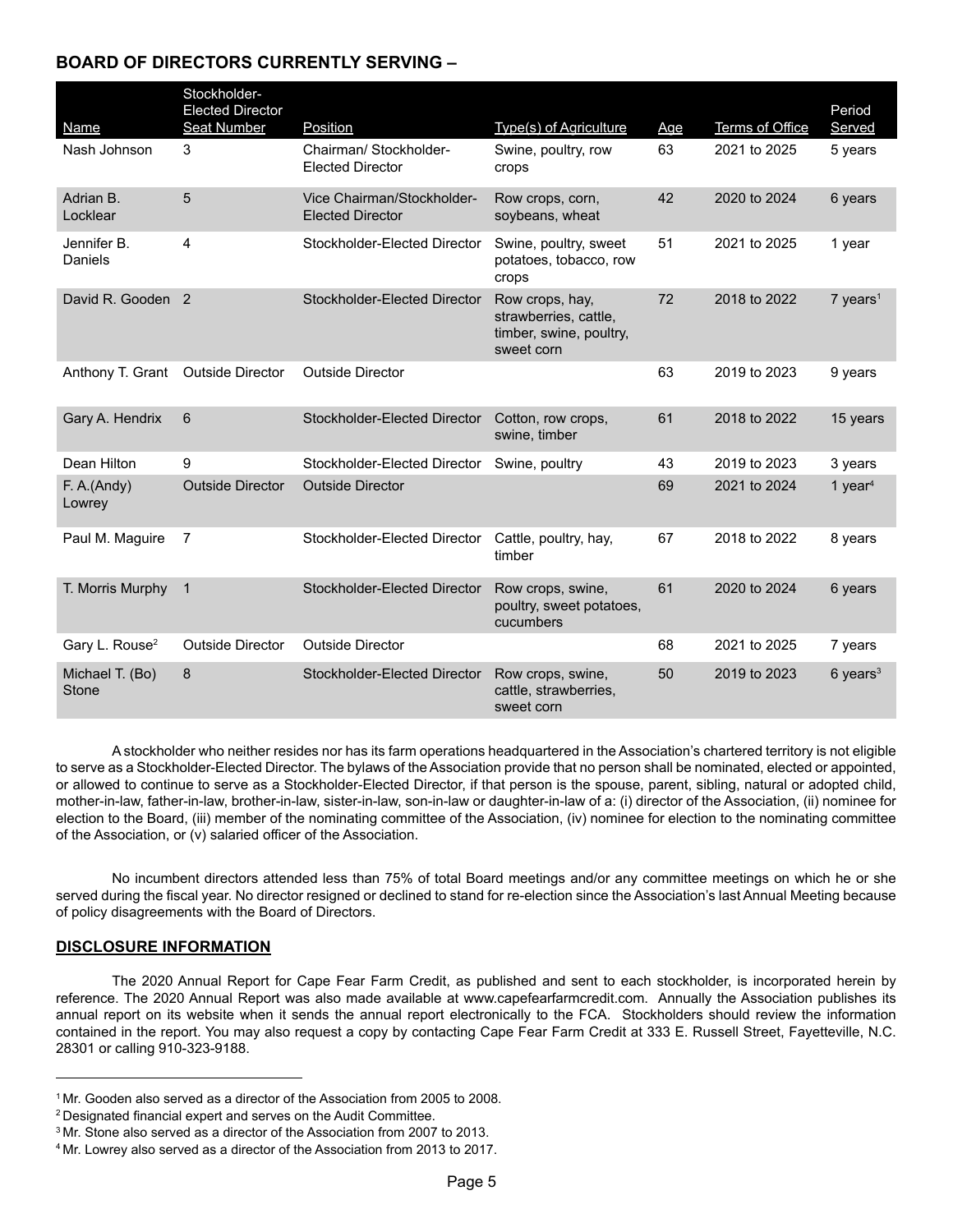## BOARD OF DIRECTORS CURRENTLY SERVING –

| Name | Stockholder-Elected Director Seat Number | Position | Type(s) of Agriculture | Age | Terms of Office | Period Served |
|---|---|---|---|---|---|---|
| Nash Johnson | 3 | Chairman/ Stockholder-Elected Director | Swine, poultry, row crops | 63 | 2021 to 2025 | 5 years |
| Adrian B. Locklear | 5 | Vice Chairman/Stockholder-Elected Director | Row crops, corn, soybeans, wheat | 42 | 2020 to 2024 | 6 years |
| Jennifer B. Daniels | 4 | Stockholder-Elected Director | Swine, poultry, sweet potatoes, tobacco, row crops | 51 | 2021 to 2025 | 1 year |
| David R. Gooden | 2 | Stockholder-Elected Director | Row crops, hay, strawberries, cattle, timber, swine, poultry, sweet corn | 72 | 2018 to 2022 | 7 years[1] |
| Anthony T. Grant | Outside Director | Outside Director | | 63 | 2019 to 2023 | 9 years |
| Gary A. Hendrix | 6 | Stockholder-Elected Director | Cotton, row crops, swine, timber | 61 | 2018 to 2022 | 15 years |
| Dean Hilton | 9 | Stockholder-Elected Director | Swine, poultry | 43 | 2019 to 2023 | 3 years |
| F. A.(Andy) Lowrey | Outside Director | Outside Director | | 69 | 2021 to 2024 | 1 year[4] |
| Paul M. Maguire | 7 | Stockholder-Elected Director | Cattle, poultry, hay, timber | 67 | 2018 to 2022 | 8 years |
| T. Morris Murphy | 1 | Stockholder-Elected Director | Row crops, swine, poultry, sweet potatoes, cucumbers | 61 | 2020 to 2024 | 6 years |
| Gary L. Rouse[2] | Outside Director | Outside Director | | 68 | 2021 to 2025 | 7 years |
| Michael T. (Bo) Stone | 8 | Stockholder-Elected Director | Row crops, swine, cattle, strawberries, sweet corn | 50 | 2019 to 2023 | 6 years[3] |

A stockholder who neither resides nor has its farm operations headquartered in the Association's chartered territory is not eligible to serve as a Stockholder-Elected Director. The bylaws of the Association provide that no person shall be nominated, elected or appointed, or allowed to continue to serve as a Stockholder-Elected Director, if that person is the spouse, parent, sibling, natural or adopted child, mother-in-law, father-in-law, brother-in-law, sister-in-law, son-in-law or daughter-in-law of a: (i) director of the Association, (ii) nominee for election to the Board, (iii) member of the nominating committee of the Association, (iv) nominee for election to the nominating committee of the Association, or (v) salaried officer of the Association.

No incumbent directors attended less than 75% of total Board meetings and/or any committee meetings on which he or she served during the fiscal year. No director resigned or declined to stand for re-election since the Association's last Annual Meeting because of policy disagreements with the Board of Directors.

## DISCLOSURE INFORMATION

The 2020 Annual Report for Cape Fear Farm Credit, as published and sent to each stockholder, is incorporated herein by reference. The 2020 Annual Report was also made available at www.capefearfarmcredit.com. Annually the Association publishes its annual report on its website when it sends the annual report electronically to the FCA. Stockholders should review the information contained in the report. You may also request a copy by contacting Cape Fear Farm Credit at 333 E. Russell Street, Fayetteville, N.C. 28301 or calling 910-323-9188.

---

[1] Mr. Gooden also served as a director of the Association from 2005 to 2008.

[2] Designated financial expert and serves on the Audit Committee.

[3] Mr. Stone also served as a director of the Association from 2007 to 2013.

[4] Mr. Lowrey also served as a director of the Association from 2013 to 2017.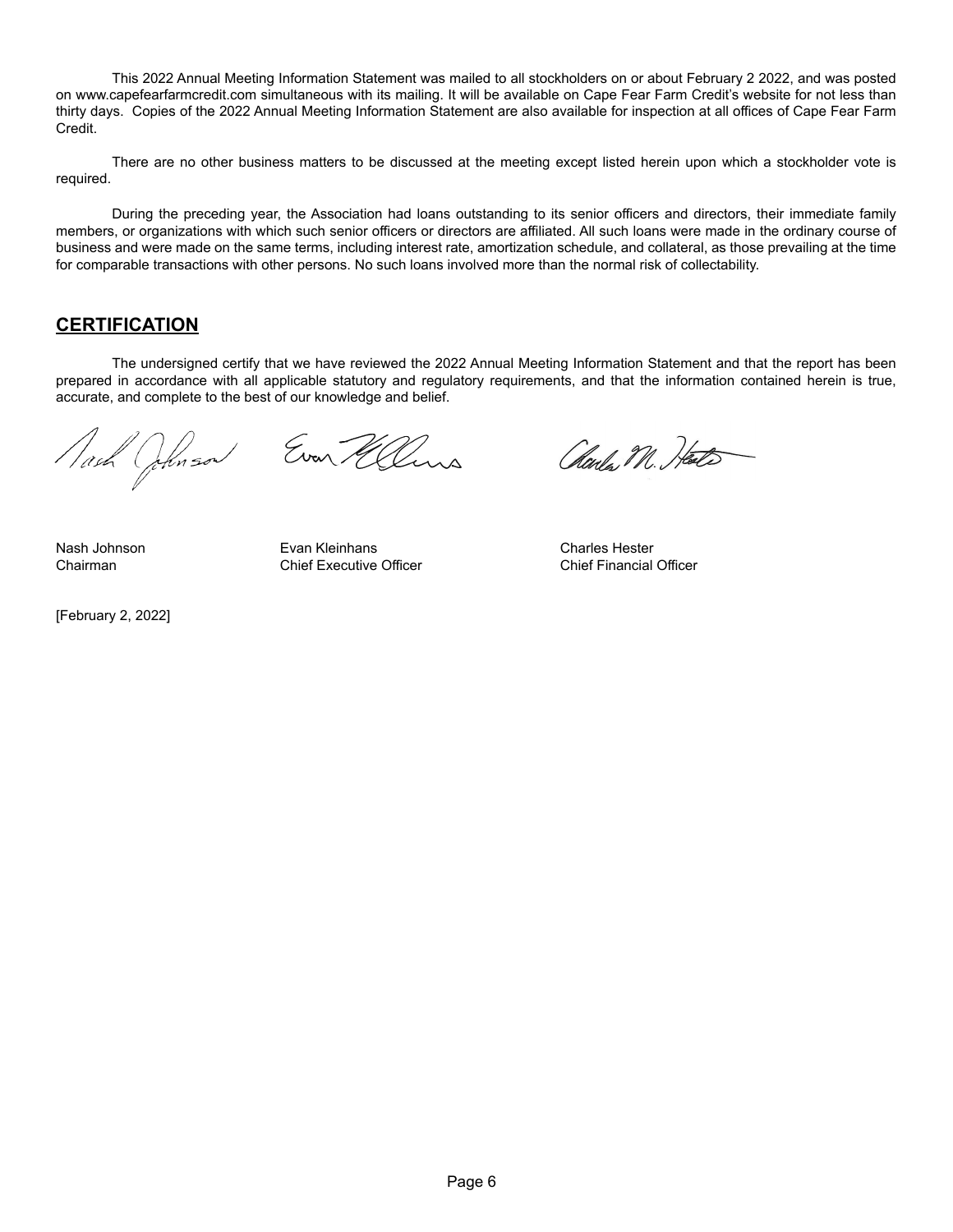This 2022 Annual Meeting Information Statement was mailed to all stockholders on or about February 2 2022, and was posted on www.capefearfarmcredit.com simultaneous with its mailing. It will be available on Cape Fear Farm Credit's website for not less than thirty days. Copies of the 2022 Annual Meeting Information Statement are also available for inspection at all offices of Cape Fear Farm Credit.

There are no other business matters to be discussed at the meeting except listed herein upon which a stockholder vote is required.

During the preceding year, the Association had loans outstanding to its senior officers and directors, their immediate family members, or organizations with which such senior officers or directors are affiliated. All such loans were made in the ordinary course of business and were made on the same terms, including interest rate, amortization schedule, and collateral, as those prevailing at the time for comparable transactions with other persons. No such loans involved more than the normal risk of collectability.

## CERTIFICATION

The undersigned certify that we have reviewed the 2022 Annual Meeting Information Statement and that the report has been prepared in accordance with all applicable statutory and regulatory requirements, and that the information contained herein is true, accurate, and complete to the best of our knowledge and belief.

| | | |
|---|---|---|
| Nash Johnson | Evan Kleinhans | Charles Hester |
| Chairman | Chief Executive Officer | Chief Financial Officer |

[February 2, 2022]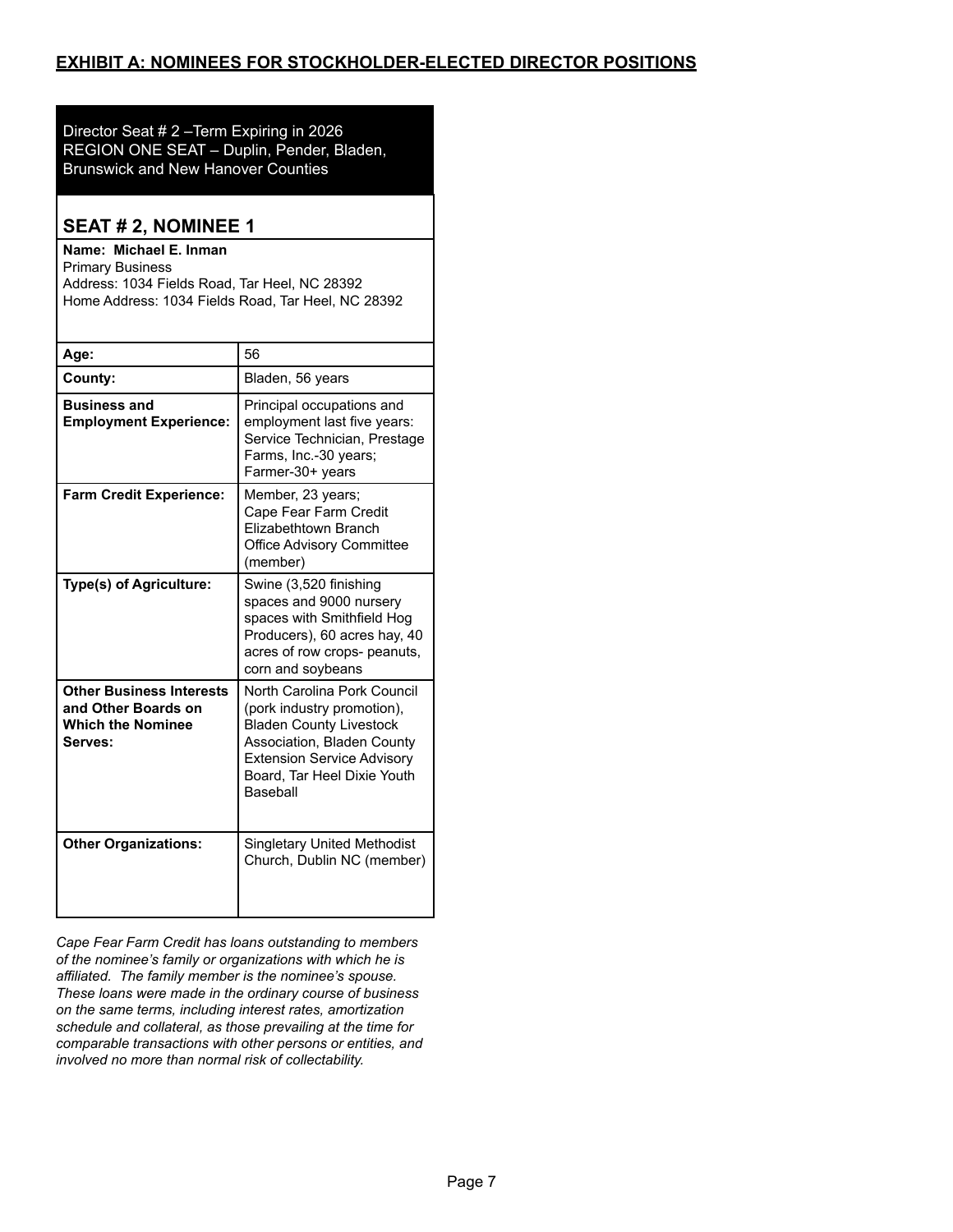## EXHIBIT A: NOMINEES FOR STOCKHOLDER-ELECTED DIRECTOR POSITIONS

Director Seat # 2 –Term Expiring in 2026
REGION ONE SEAT – Duplin, Pender, Bladen, Brunswick and New Hanover Counties

### SEAT # 2, NOMINEE 1

**Name: Michael E. Inman**
Primary Business
Address: 1034 Fields Road, Tar Heel, NC 28392
Home Address: 1034 Fields Road, Tar Heel, NC 28392

| | |
|---|---|
| **Age:** | 56 |
| **County:** | Bladen, 56 years |
| **Business and Employment Experience:** | Principal occupations and employment last five years: Service Technician, Prestage Farms, Inc.-30 years; Farmer-30+ years |
| **Farm Credit Experience:** | Member, 23 years; Cape Fear Farm Credit Elizabethtown Branch Office Advisory Committee (member) |
| **Type(s) of Agriculture:** | Swine (3,520 finishing spaces and 9000 nursery spaces with Smithfield Hog Producers), 60 acres hay, 40 acres of row crops- peanuts, corn and soybeans |
| **Other Business Interests and Other Boards on Which the Nominee Serves:** | North Carolina Pork Council (pork industry promotion), Bladen County Livestock Association, Bladen County Extension Service Advisory Board, Tar Heel Dixie Youth Baseball |
| **Other Organizations:** | Singletary United Methodist Church, Dublin NC (member) |

*Cape Fear Farm Credit has loans outstanding to members of the nominee's family or organizations with which he is affiliated. The family member is the nominee's spouse. These loans were made in the ordinary course of business on the same terms, including interest rates, amortization schedule and collateral, as those prevailing at the time for comparable transactions with other persons or entities, and involved no more than normal risk of collectability.*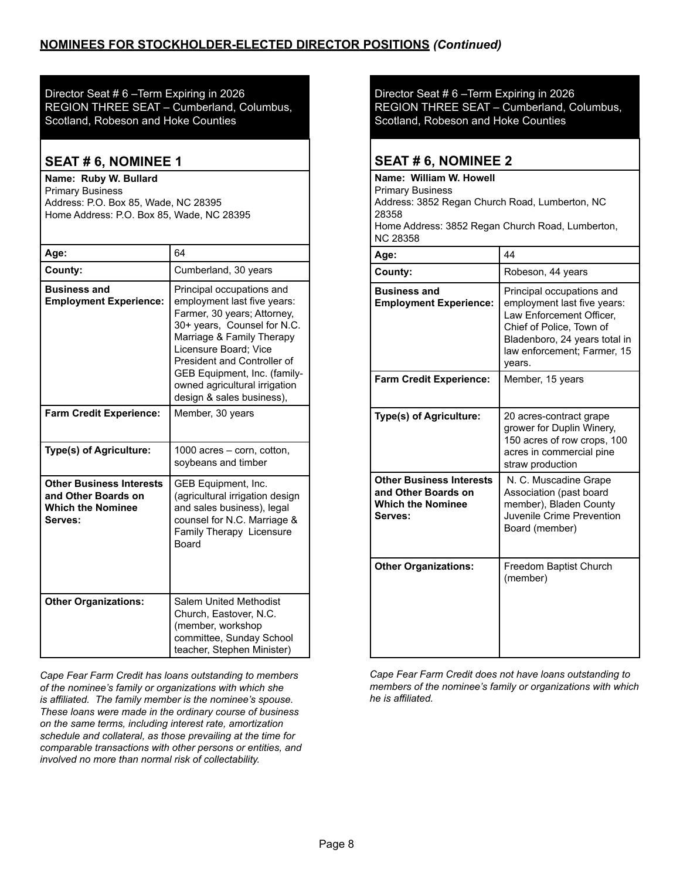## NOMINEES FOR STOCKHOLDER-ELECTED DIRECTOR POSITIONS *(Continued)*

Director Seat # 6 –Term Expiring in 2026
REGION THREE SEAT – Cumberland, Columbus, Scotland, Robeson and Hoke Counties

### SEAT # 6, NOMINEE 1

**Name: Ruby W. Bullard**
Primary Business
Address: P.O. Box 85, Wade, NC 28395
Home Address: P.O. Box 85, Wade, NC 28395

| | |
|---|---|
| **Age:** | 64 |
| **County:** | Cumberland, 30 years |
| **Business and Employment Experience:** | Principal occupations and employment last five years: Farmer, 30 years; Attorney, 30+ years, Counsel for N.C. Marriage & Family Therapy Licensure Board; Vice President and Controller of GEB Equipment, Inc. (family-owned agricultural irrigation design & sales business), |
| **Farm Credit Experience:** | Member, 30 years |
| **Type(s) of Agriculture:** | 1000 acres – corn, cotton, soybeans and timber |
| **Other Business Interests and Other Boards on Which the Nominee Serves:** | GEB Equipment, Inc. (agricultural irrigation design and sales business), legal counsel for N.C. Marriage & Family Therapy Licensure Board |
| **Other Organizations:** | Salem United Methodist Church, Eastover, N.C. (member, workshop committee, Sunday School teacher, Stephen Minister) |

*Cape Fear Farm Credit has loans outstanding to members of the nominee's family or organizations with which she is affiliated. The family member is the nominee's spouse. These loans were made in the ordinary course of business on the same terms, including interest rate, amortization schedule and collateral, as those prevailing at the time for comparable transactions with other persons or entities, and involved no more than normal risk of collectability.*

Director Seat # 6 –Term Expiring in 2026
REGION THREE SEAT – Cumberland, Columbus, Scotland, Robeson and Hoke Counties

### SEAT # 6, NOMINEE 2

**Name: William W. Howell**
Primary Business
Address: 3852 Regan Church Road, Lumberton, NC 28358
Home Address: 3852 Regan Church Road, Lumberton, NC 28358

| | |
|---|---|
| **Age:** | 44 |
| **County:** | Robeson, 44 years |
| **Business and Employment Experience:** | Principal occupations and employment last five years: Law Enforcement Officer, Chief of Police, Town of Bladenboro, 24 years total in law enforcement; Farmer, 15 years. |
| **Farm Credit Experience:** | Member, 15 years |
| **Type(s) of Agriculture:** | 20 acres-contract grape grower for Duplin Winery, 150 acres of row crops, 100 acres in commercial pine straw production |
| **Other Business Interests and Other Boards on Which the Nominee Serves:** | N. C. Muscadine Grape Association (past board member), Bladen County Juvenile Crime Prevention Board (member) |
| **Other Organizations:** | Freedom Baptist Church (member) |

*Cape Fear Farm Credit does not have loans outstanding to members of the nominee's family or organizations with which he is affiliated.*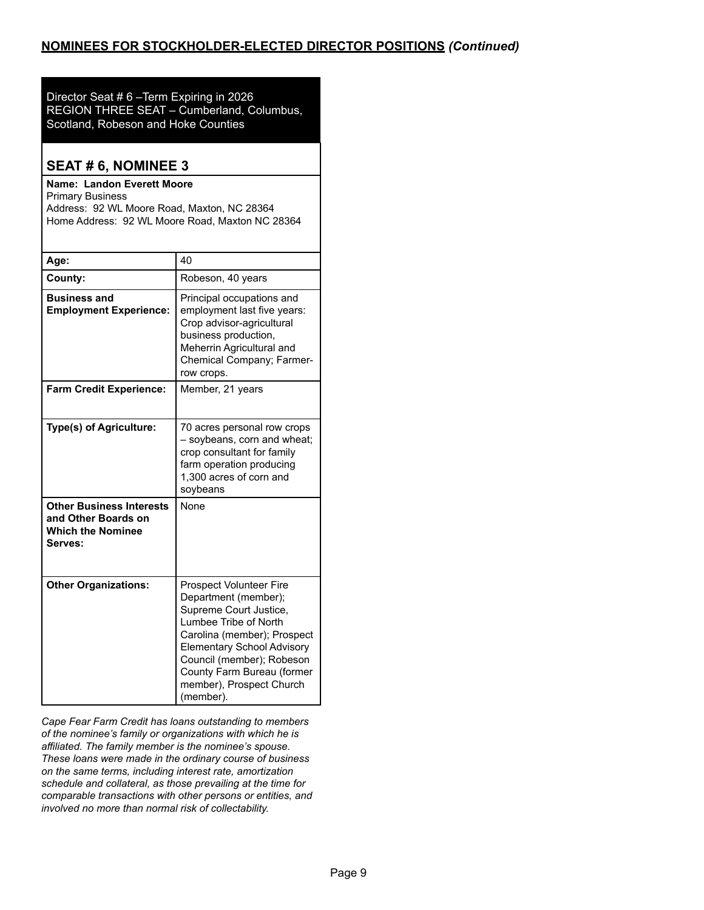## **NOMINEES FOR STOCKHOLDER-ELECTED DIRECTOR POSITIONS** *(Continued)*

Director Seat # 6 –Term Expiring in 2026
REGION THREE SEAT – Cumberland, Columbus, Scotland, Robeson and Hoke Counties

### SEAT # 6, NOMINEE 3

**Name: Landon Everett Moore**
Primary Business
Address: 92 WL Moore Road, Maxton, NC 28364
Home Address: 92 WL Moore Road, Maxton NC 28364

| | |
|---|---|
| **Age:** | 40 |
| **County:** | Robeson, 40 years |
| **Business and Employment Experience:** | Principal occupations and employment last five years: Crop advisor-agricultural business production, Meherrin Agricultural and Chemical Company; Farmer-row crops. |
| **Farm Credit Experience:** | Member, 21 years |
| **Type(s) of Agriculture:** | 70 acres personal row crops – soybeans, corn and wheat; crop consultant for family farm operation producing 1,300 acres of corn and soybeans |
| **Other Business Interests and Other Boards on Which the Nominee Serves:** | None |
| **Other Organizations:** | Prospect Volunteer Fire Department (member); Supreme Court Justice, Lumbee Tribe of North Carolina (member); Prospect Elementary School Advisory Council (member); Robeson County Farm Bureau (former member), Prospect Church (member). |

*Cape Fear Farm Credit has loans outstanding to members of the nominee's family or organizations with which he is affiliated. The family member is the nominee's spouse. These loans were made in the ordinary course of business on the same terms, including interest rate, amortization schedule and collateral, as those prevailing at the time for comparable transactions with other persons or entities, and involved no more than normal risk of collectability.*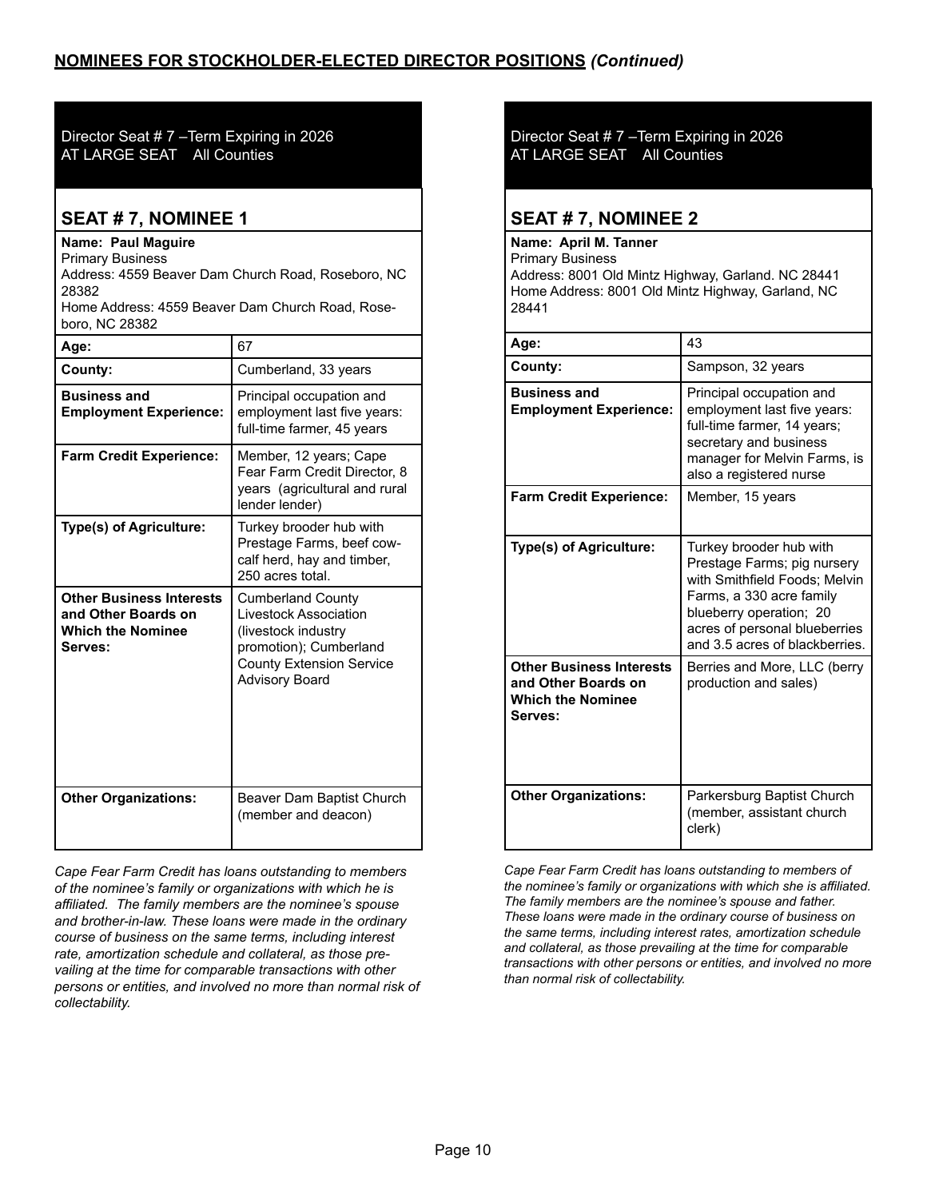## NOMINEES FOR STOCKHOLDER-ELECTED DIRECTOR POSITIONS *(Continued)*

Director Seat # 7 –Term Expiring in 2026
AT LARGE SEAT  All Counties

### SEAT # 7, NOMINEE 1

**Name: Paul Maguire**
Primary Business
Address: 4559 Beaver Dam Church Road, Roseboro, NC 28382
Home Address: 4559 Beaver Dam Church Road, Roseboro, NC 28382

| | |
|---|---|
| **Age:** | 67 |
| **County:** | Cumberland, 33 years |
| **Business and Employment Experience:** | Principal occupation and employment last five years: full-time farmer, 45 years |
| **Farm Credit Experience:** | Member, 12 years; Cape Fear Farm Credit Director, 8 years (agricultural and rural lender lender) |
| **Type(s) of Agriculture:** | Turkey brooder hub with Prestage Farms, beef cow-calf herd, hay and timber, 250 acres total. |
| **Other Business Interests and Other Boards on Which the Nominee Serves:** | Cumberland County Livestock Association (livestock industry promotion); Cumberland County Extension Service Advisory Board |
| **Other Organizations:** | Beaver Dam Baptist Church (member and deacon) |

*Cape Fear Farm Credit has loans outstanding to members of the nominee's family or organizations with which he is affiliated. The family members are the nominee's spouse and brother-in-law. These loans were made in the ordinary course of business on the same terms, including interest rate, amortization schedule and collateral, as those prevailing at the time for comparable transactions with other persons or entities, and involved no more than normal risk of collectability.*

Director Seat # 7 –Term Expiring in 2026
AT LARGE SEAT  All Counties

### SEAT # 7, NOMINEE 2

**Name: April M. Tanner**
Primary Business
Address: 8001 Old Mintz Highway, Garland. NC 28441
Home Address: 8001 Old Mintz Highway, Garland, NC 28441

| | |
|---|---|
| **Age:** | 43 |
| **County:** | Sampson, 32 years |
| **Business and Employment Experience:** | Principal occupation and employment last five years: full-time farmer, 14 years; secretary and business manager for Melvin Farms, is also a registered nurse |
| **Farm Credit Experience:** | Member, 15 years |
| **Type(s) of Agriculture:** | Turkey brooder hub with Prestage Farms; pig nursery with Smithfield Foods; Melvin Farms, a 330 acre family blueberry operation; 20 acres of personal blueberries and 3.5 acres of blackberries. |
| **Other Business Interests and Other Boards on Which the Nominee Serves:** | Berries and More, LLC (berry production and sales) |
| **Other Organizations:** | Parkersburg Baptist Church (member, assistant church clerk) |

*Cape Fear Farm Credit has loans outstanding to members of the nominee's family or organizations with which she is affiliated. The family members are the nominee's spouse and father. These loans were made in the ordinary course of business on the same terms, including interest rates, amortization schedule and collateral, as those prevailing at the time for comparable transactions with other persons or entities, and involved no more than normal risk of collectability.*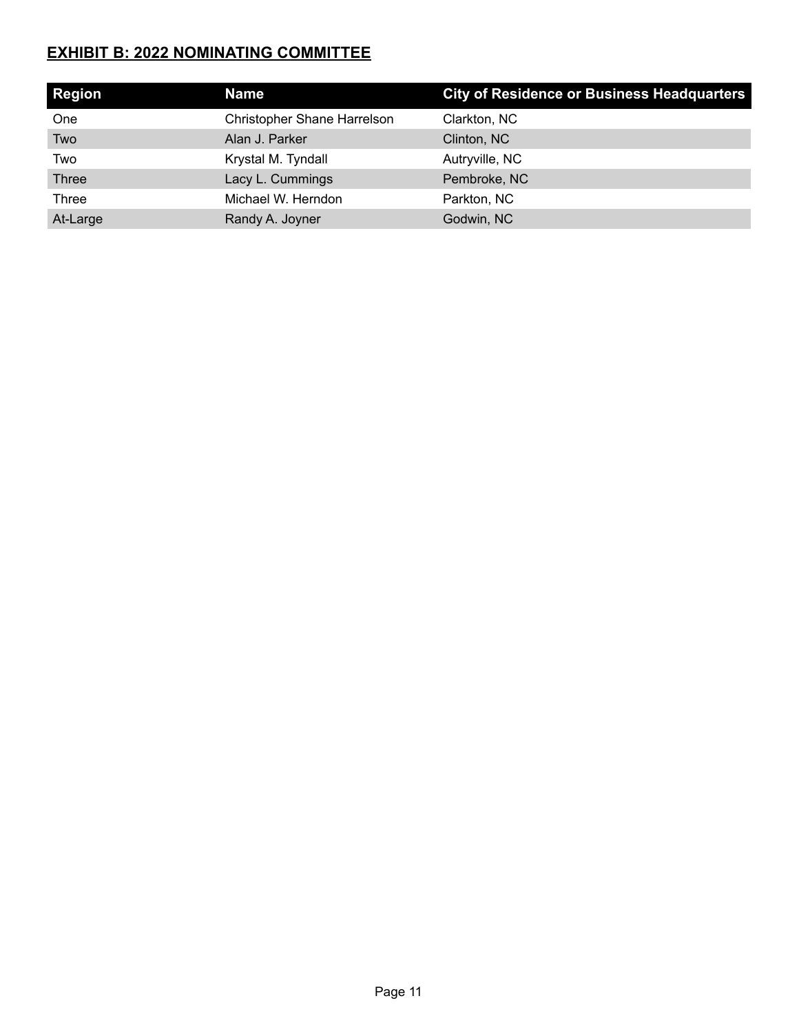## EXHIBIT B: 2022 NOMINATING COMMITTEE

| Region | Name | City of Residence or Business Headquarters |
| --- | --- | --- |
| One | Christopher Shane Harrelson | Clarkton, NC |
| Two | Alan J. Parker | Clinton, NC |
| Two | Krystal M. Tyndall | Autryville, NC |
| Three | Lacy L. Cummings | Pembroke, NC |
| Three | Michael W. Herndon | Parkton, NC |
| At-Large | Randy A. Joyner | Godwin, NC |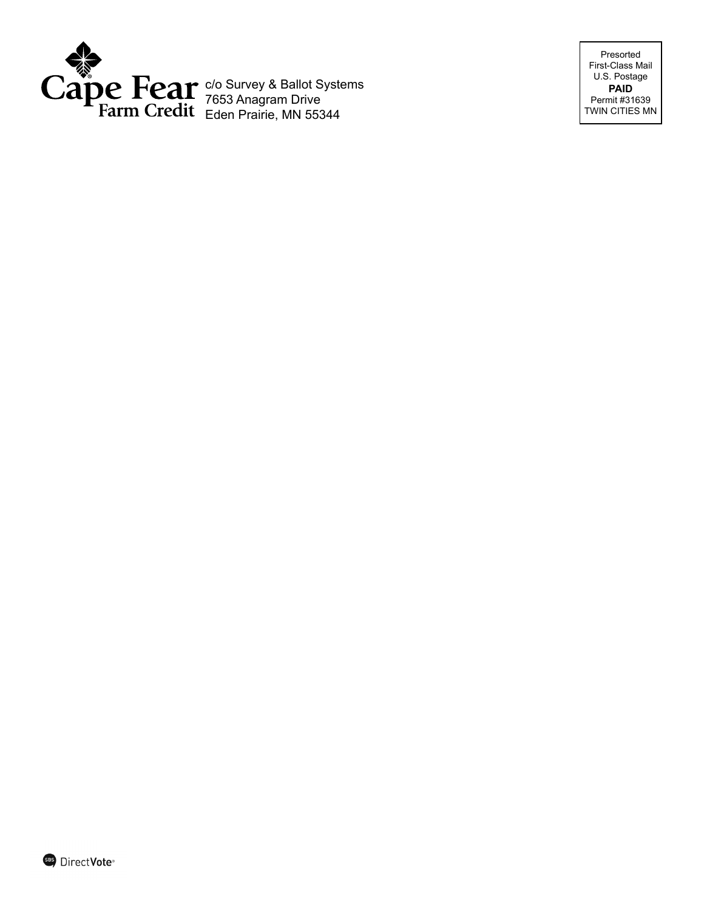Cape Fear Farm Credit

c/o Survey & Ballot Systems
7653 Anagram Drive
Eden Prairie, MN 55344

Presorted
First-Class Mail
U.S. Postage
**PAID**
Permit #31639
TWIN CITIES MN

SBS DirectVote®